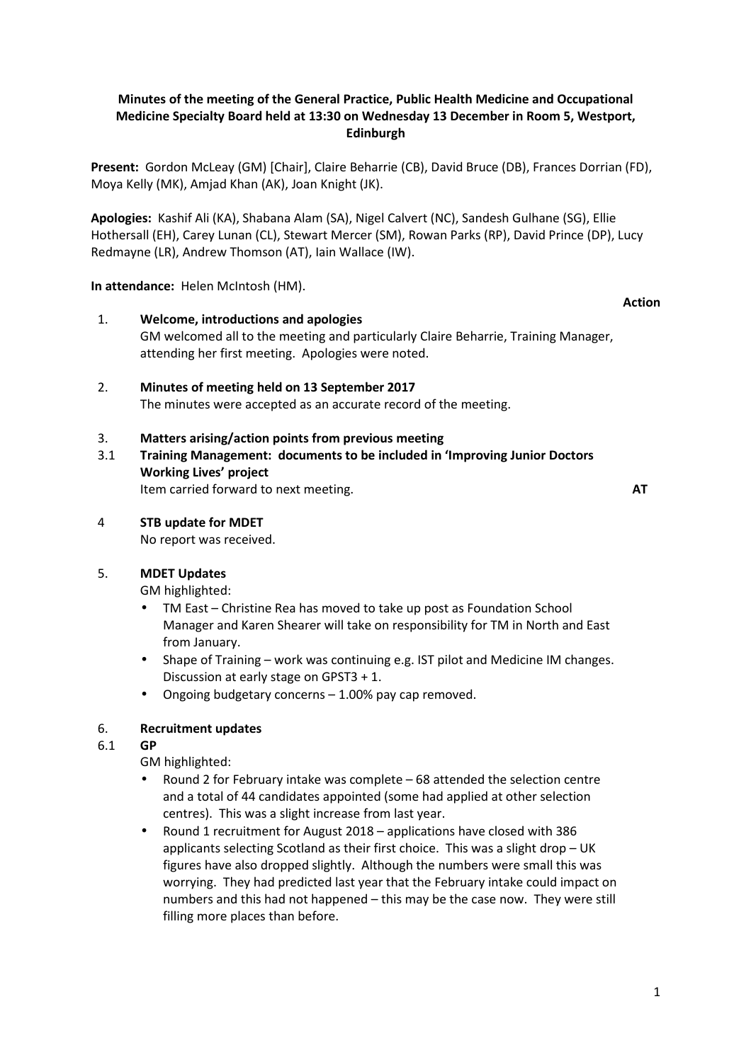**Minutes of the meeting of the General Practice, Public Health Medicine and Occupational Medicine Specialty Board held at 13:30 on Wednesday 13 December in Room 5, Westport, Edinburgh**

**Present:** Gordon McLeay (GM) [Chair], Claire Beharrie (CB), David Bruce (DB), Frances Dorrian (FD), Moya Kelly (MK), Amjad Khan (AK), Joan Knight (JK).

**Apologies:** Kashif Ali (KA), Shabana Alam (SA), Nigel Calvert (NC), Sandesh Gulhane (SG), Ellie Hothersall (EH), Carey Lunan (CL), Stewart Mercer (SM), Rowan Parks (RP), David Prince (DP), Lucy Redmayne (LR), Andrew Thomson (AT), Iain Wallace (IW).

**In attendance:** Helen McIntosh (HM).

**Action**

1. **Welcome, introductions and apologies**
   GM welcomed all to the meeting and particularly Claire Beharrie, Training Manager, attending her first meeting. Apologies were noted.

2. **Minutes of meeting held on 13 September 2017**
   The minutes were accepted as an accurate record of the meeting.

3. **Matters arising/action points from previous meeting**

3.1 **Training Management: documents to be included in 'Improving Junior Doctors Working Lives' project**
   Item carried forward to next meeting. **AT**

4 **STB update for MDET**
   No report was received.

5. **MDET Updates**
   GM highlighted:
   - TM East – Christine Rea has moved to take up post as Foundation School Manager and Karen Shearer will take on responsibility for TM in North and East from January.
   - Shape of Training – work was continuing e.g. IST pilot and Medicine IM changes. Discussion at early stage on GPST3 + 1.
   - Ongoing budgetary concerns – 1.00% pay cap removed.

6. **Recruitment updates**

6.1 **GP**
   GM highlighted:
   - Round 2 for February intake was complete – 68 attended the selection centre and a total of 44 candidates appointed (some had applied at other selection centres). This was a slight increase from last year.
   - Round 1 recruitment for August 2018 – applications have closed with 386 applicants selecting Scotland as their first choice. This was a slight drop – UK figures have also dropped slightly. Although the numbers were small this was worrying. They had predicted last year that the February intake could impact on numbers and this had not happened – this may be the case now. They were still filling more places than before.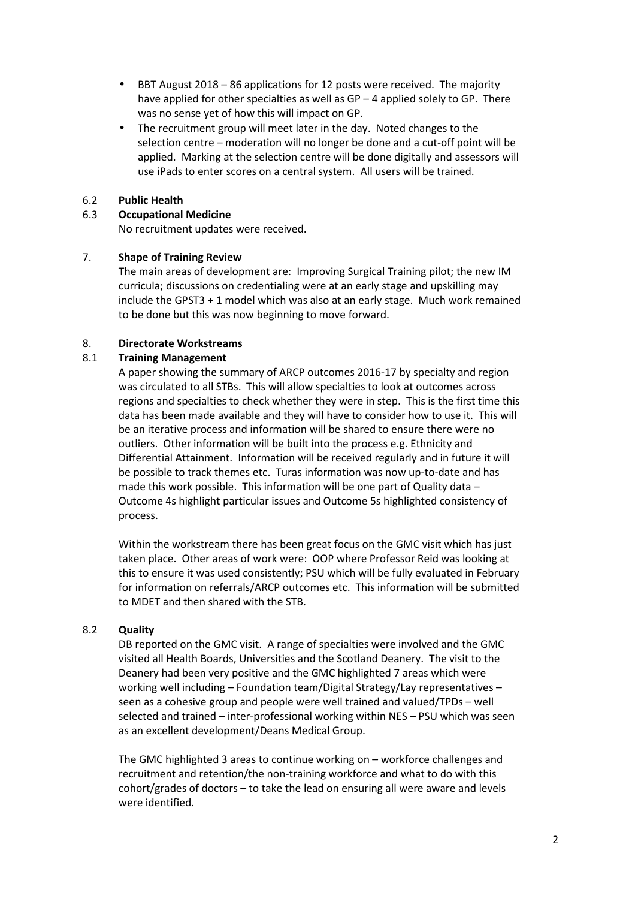- BBT August 2018 – 86 applications for 12 posts were received. The majority have applied for other specialties as well as GP – 4 applied solely to GP. There was no sense yet of how this will impact on GP.
- The recruitment group will meet later in the day. Noted changes to the selection centre – moderation will no longer be done and a cut-off point will be applied. Marking at the selection centre will be done digitally and assessors will use iPads to enter scores on a central system. All users will be trained.

### 6.2 Public Health

### 6.3 Occupational Medicine

No recruitment updates were received.

## 7. Shape of Training Review

The main areas of development are: Improving Surgical Training pilot; the new IM curricula; discussions on credentialing were at an early stage and upskilling may include the GPST3 + 1 model which was also at an early stage. Much work remained to be done but this was now beginning to move forward.

## 8. Directorate Workstreams

### 8.1 Training Management

A paper showing the summary of ARCP outcomes 2016-17 by specialty and region was circulated to all STBs. This will allow specialties to look at outcomes across regions and specialties to check whether they were in step. This is the first time this data has been made available and they will have to consider how to use it. This will be an iterative process and information will be shared to ensure there were no outliers. Other information will be built into the process e.g. Ethnicity and Differential Attainment. Information will be received regularly and in future it will be possible to track themes etc. Turas information was now up-to-date and has made this work possible. This information will be one part of Quality data – Outcome 4s highlight particular issues and Outcome 5s highlighted consistency of process.

Within the workstream there has been great focus on the GMC visit which has just taken place. Other areas of work were: OOP where Professor Reid was looking at this to ensure it was used consistently; PSU which will be fully evaluated in February for information on referrals/ARCP outcomes etc. This information will be submitted to MDET and then shared with the STB.

### 8.2 Quality

DB reported on the GMC visit. A range of specialties were involved and the GMC visited all Health Boards, Universities and the Scotland Deanery. The visit to the Deanery had been very positive and the GMC highlighted 7 areas which were working well including – Foundation team/Digital Strategy/Lay representatives – seen as a cohesive group and people were well trained and valued/TPDs – well selected and trained – inter-professional working within NES – PSU which was seen as an excellent development/Deans Medical Group.

The GMC highlighted 3 areas to continue working on – workforce challenges and recruitment and retention/the non-training workforce and what to do with this cohort/grades of doctors – to take the lead on ensuring all were aware and levels were identified.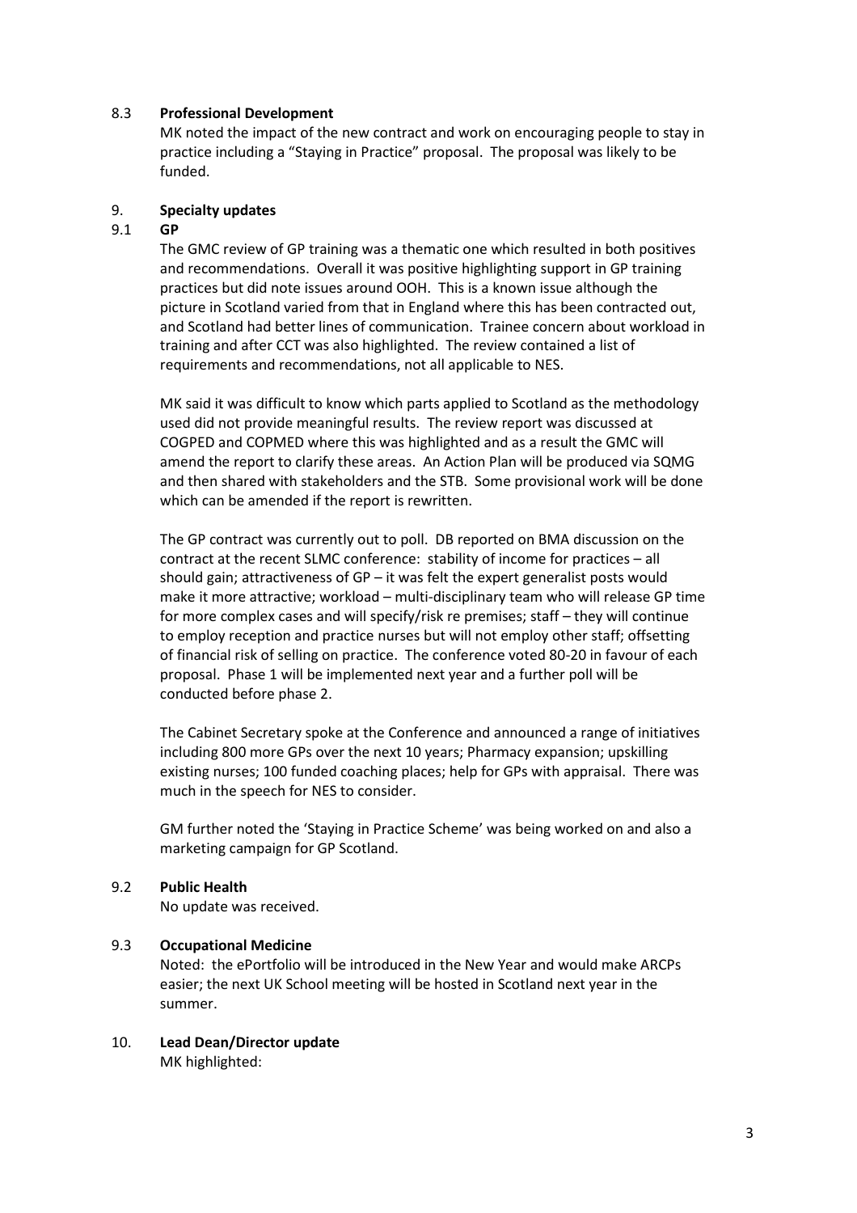### 8.3 Professional Development

MK noted the impact of the new contract and work on encouraging people to stay in practice including a "Staying in Practice" proposal. The proposal was likely to be funded.

## 9. Specialty updates

### 9.1 GP

The GMC review of GP training was a thematic one which resulted in both positives and recommendations. Overall it was positive highlighting support in GP training practices but did note issues around OOH. This is a known issue although the picture in Scotland varied from that in England where this has been contracted out, and Scotland had better lines of communication. Trainee concern about workload in training and after CCT was also highlighted. The review contained a list of requirements and recommendations, not all applicable to NES.

MK said it was difficult to know which parts applied to Scotland as the methodology used did not provide meaningful results. The review report was discussed at COGPED and COPMED where this was highlighted and as a result the GMC will amend the report to clarify these areas. An Action Plan will be produced via SQMG and then shared with stakeholders and the STB. Some provisional work will be done which can be amended if the report is rewritten.

The GP contract was currently out to poll. DB reported on BMA discussion on the contract at the recent SLMC conference: stability of income for practices – all should gain; attractiveness of GP – it was felt the expert generalist posts would make it more attractive; workload – multi-disciplinary team who will release GP time for more complex cases and will specify/risk re premises; staff – they will continue to employ reception and practice nurses but will not employ other staff; offsetting of financial risk of selling on practice. The conference voted 80-20 in favour of each proposal. Phase 1 will be implemented next year and a further poll will be conducted before phase 2.

The Cabinet Secretary spoke at the Conference and announced a range of initiatives including 800 more GPs over the next 10 years; Pharmacy expansion; upskilling existing nurses; 100 funded coaching places; help for GPs with appraisal. There was much in the speech for NES to consider.

GM further noted the 'Staying in Practice Scheme' was being worked on and also a marketing campaign for GP Scotland.

### 9.2 Public Health

No update was received.

### 9.3 Occupational Medicine

Noted: the ePortfolio will be introduced in the New Year and would make ARCPs easier; the next UK School meeting will be hosted in Scotland next year in the summer.

## 10. Lead Dean/Director update

MK highlighted: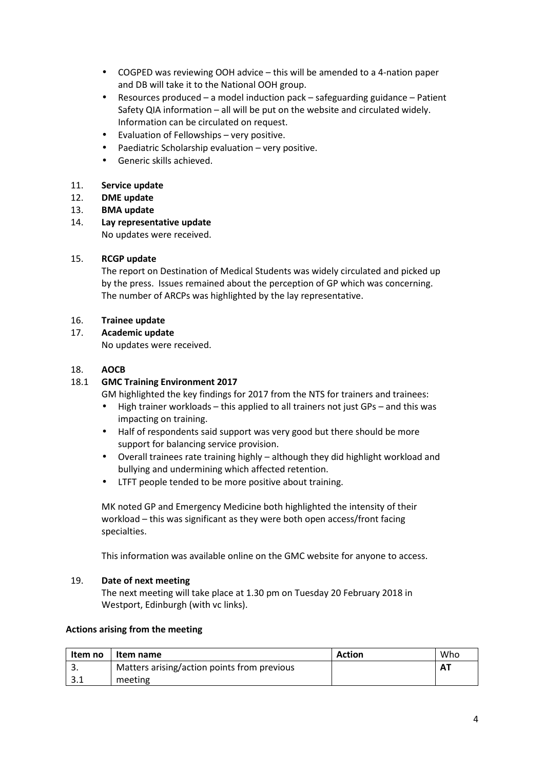- COGPED was reviewing OOH advice – this will be amended to a 4-nation paper and DB will take it to the National OOH group.
- Resources produced – a model induction pack – safeguarding guidance – Patient Safety QIA information – all will be put on the website and circulated widely. Information can be circulated on request.
- Evaluation of Fellowships – very positive.
- Paediatric Scholarship evaluation – very positive.
- Generic skills achieved.

11. **Service update**
12. **DME update**
13. **BMA update**
14. **Lay representative update**

    No updates were received.

15. **RCGP update**

    The report on Destination of Medical Students was widely circulated and picked up by the press. Issues remained about the perception of GP which was concerning. The number of ARCPs was highlighted by the lay representative.

16. **Trainee update**
17. **Academic update**

    No updates were received.

18. **AOCB**

18.1 **GMC Training Environment 2017**

GM highlighted the key findings for 2017 from the NTS for trainers and trainees:

- High trainer workloads – this applied to all trainers not just GPs – and this was impacting on training.
- Half of respondents said support was very good but there should be more support for balancing service provision.
- Overall trainees rate training highly – although they did highlight workload and bullying and undermining which affected retention.
- LTFT people tended to be more positive about training.

MK noted GP and Emergency Medicine both highlighted the intensity of their workload – this was significant as they were both open access/front facing specialties.

This information was available online on the GMC website for anyone to access.

19. **Date of next meeting**

    The next meeting will take place at 1.30 pm on Tuesday 20 February 2018 in Westport, Edinburgh (with vc links).

**Actions arising from the meeting**

| Item no | Item name | Action | Who |
|---|---|---|---|
| 3.<br>3.1 | Matters arising/action points from previous meeting | | **AT** |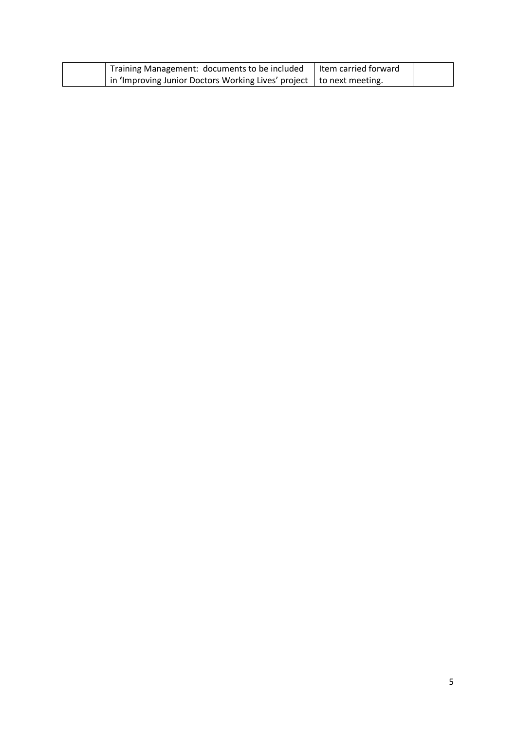| | | | |
|---|---|---|---|
| | Training Management: documents to be included in **'**Improving Junior Doctors Working Lives' project | Item carried forward to next meeting. | |